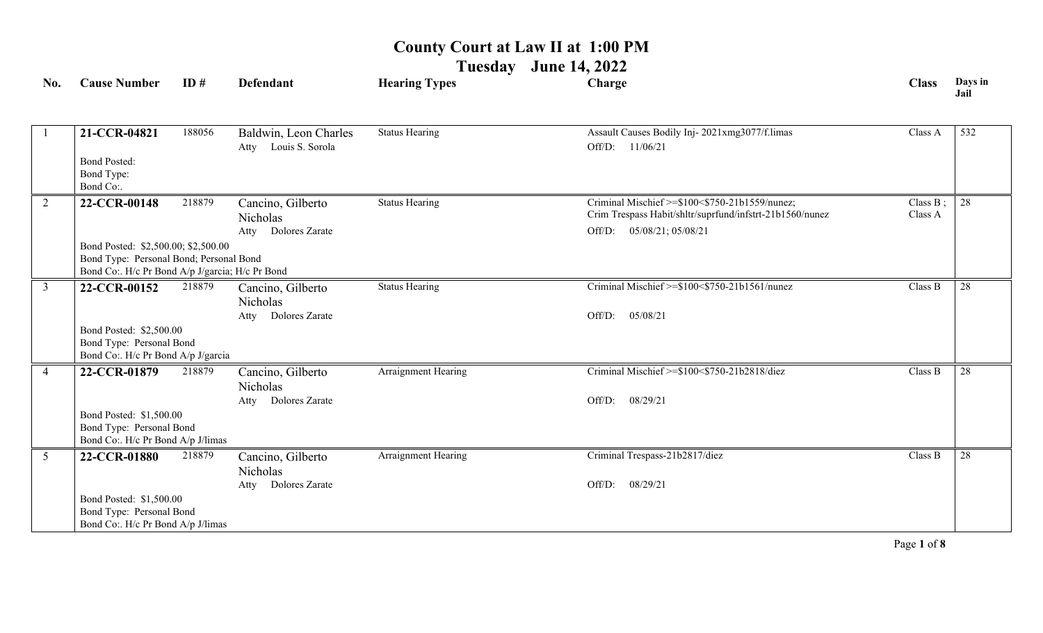# County Court at Law II at 1:00 PM

## Tuesday June 14, 2022

| No. | Cause Number | ID # | Defendant | Hearing Types | Charge | Class | Days in Jail |
|---|---|---|---|---|---|---|---|
| 1 | **21-CCR-04821**<br>Bond Posted:<br>Bond Type:<br>Bond Co:. | 188056 | Baldwin, Leon Charles<br>Atty Louis S. Sorola | Status Hearing | Assault Causes Bodily Inj- 2021xmg3077/f.limas<br>Off/D: 11/06/21 | Class A | 532 |
| 2 | **22-CCR-00148**<br>Bond Posted: $2,500.00; $2,500.00<br>Bond Type: Personal Bond; Personal Bond<br>Bond Co:. H/c Pr Bond A/p J/garcia; H/c Pr Bond | 218879 | Cancino, Gilberto Nicholas<br>Atty Dolores Zarate | Status Hearing | Criminal Mischief >=$100<$750-21b1559/nunez;<br>Crim Trespass Habit/shltr/suprfund/infstrt-21b1560/nunez<br>Off/D: 05/08/21; 05/08/21 | Class B ;<br>Class A | 28 |
| 3 | **22-CCR-00152**<br>Bond Posted: $2,500.00<br>Bond Type: Personal Bond<br>Bond Co:. H/c Pr Bond A/p J/garcia | 218879 | Cancino, Gilberto Nicholas<br>Atty Dolores Zarate | Status Hearing | Criminal Mischief >=$100<$750-21b1561/nunez<br>Off/D: 05/08/21 | Class B | 28 |
| 4 | **22-CCR-01879**<br>Bond Posted: $1,500.00<br>Bond Type: Personal Bond<br>Bond Co:. H/c Pr Bond A/p J/limas | 218879 | Cancino, Gilberto Nicholas<br>Atty Dolores Zarate | Arraignment Hearing | Criminal Mischief >=$100<$750-21b2818/diez<br>Off/D: 08/29/21 | Class B | 28 |
| 5 | **22-CCR-01880**<br>Bond Posted: $1,500.00<br>Bond Type: Personal Bond<br>Bond Co:. H/c Pr Bond A/p J/limas | 218879 | Cancino, Gilberto Nicholas<br>Atty Dolores Zarate | Arraignment Hearing | Criminal Trespass-21b2817/diez<br>Off/D: 08/29/21 | Class B | 28 |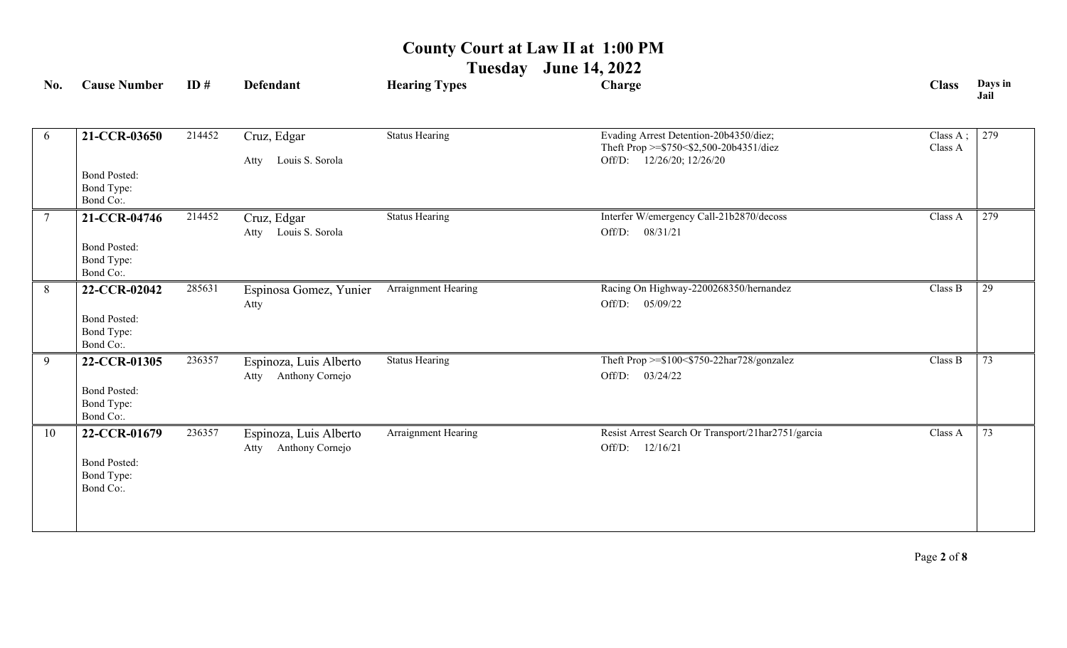# County Court at Law II at 1:00 PM

## Tuesday June 14, 2022

| No. | Cause Number | ID # | Defendant | Hearing Types | Charge | Class | Days in Jail |
|---|---|---|---|---|---|---|---|
| 6 | **21-CCR-03650**<br>Bond Posted:<br>Bond Type:<br>Bond Co:. | 214452 | Cruz, Edgar<br>Atty Louis S. Sorola | Status Hearing | Evading Arrest Detention-20b4350/diez;<br>Theft Prop >=$750<$2,500-20b4351/diez<br>Off/D: 12/26/20; 12/26/20 | Class A ;<br>Class A | 279 |
| 7 | **21-CCR-04746**<br>Bond Posted:<br>Bond Type:<br>Bond Co:. | 214452 | Cruz, Edgar<br>Atty Louis S. Sorola | Status Hearing | Interfer W/emergency Call-21b2870/decoss<br>Off/D: 08/31/21 | Class A | 279 |
| 8 | **22-CCR-02042**<br>Bond Posted:<br>Bond Type:<br>Bond Co:. | 285631 | Espinosa Gomez, Yunier<br>Atty | Arraignment Hearing | Racing On Highway-2200268350/hernandez<br>Off/D: 05/09/22 | Class B | 29 |
| 9 | **22-CCR-01305**<br>Bond Posted:<br>Bond Type:<br>Bond Co:. | 236357 | Espinoza, Luis Alberto<br>Atty Anthony Cornejo | Status Hearing | Theft Prop >=$100<$750-22har728/gonzalez<br>Off/D: 03/24/22 | Class B | 73 |
| 10 | **22-CCR-01679**<br>Bond Posted:<br>Bond Type:<br>Bond Co:. | 236357 | Espinoza, Luis Alberto<br>Atty Anthony Cornejo | Arraignment Hearing | Resist Arrest Search Or Transport/21har2751/garcia<br>Off/D: 12/16/21 | Class A | 73 |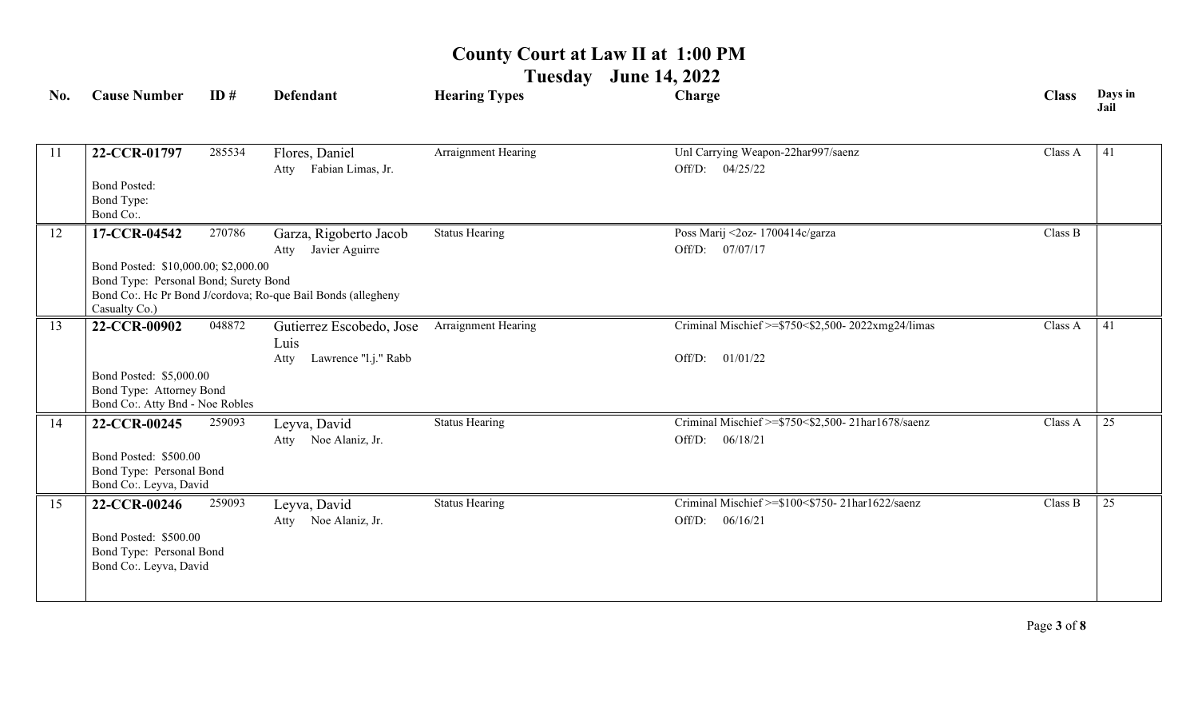# County Court at Law II at 1:00 PM

## Tuesday June 14, 2022

| No. | Cause Number | ID # | Defendant | Hearing Types | Charge | Class | Days in Jail |
|---|---|---|---|---|---|---|---|
| 11 | **22-CCR-01797** | 285534 | Flores, Daniel<br>Atty Fabian Limas, Jr. | Arraignment Hearing | Unl Carrying Weapon-22har997/saenz<br>Off/D: 04/25/22 | Class A | 41 |
| | Bond Posted:<br>Bond Type:<br>Bond Co:. | | | | | | |
| 12 | **17-CCR-04542** | 270786 | Garza, Rigoberto Jacob<br>Atty Javier Aguirre | Status Hearing | Poss Marij <2oz- 1700414c/garza<br>Off/D: 07/07/17 | Class B | |
| | Bond Posted: $10,000.00; $2,000.00<br>Bond Type: Personal Bond; Surety Bond<br>Bond Co:. Hc Pr Bond J/cordova; Ro-que Bail Bonds (allegheny Casualty Co.) | | | | | | |
| 13 | **22-CCR-00902** | 048872 | Gutierrez Escobedo, Jose Luis<br>Atty Lawrence "l.j." Rabb | Arraignment Hearing | Criminal Mischief >=$750<$2,500- 2022xmg24/limas<br>Off/D: 01/01/22 | Class A | 41 |
| | Bond Posted: $5,000.00<br>Bond Type: Attorney Bond<br>Bond Co:. Atty Bnd - Noe Robles | | | | | | |
| 14 | **22-CCR-00245** | 259093 | Leyva, David<br>Atty Noe Alaniz, Jr. | Status Hearing | Criminal Mischief >=$750<$2,500- 21har1678/saenz<br>Off/D: 06/18/21 | Class A | 25 |
| | Bond Posted: $500.00<br>Bond Type: Personal Bond<br>Bond Co:. Leyva, David | | | | | | |
| 15 | **22-CCR-00246** | 259093 | Leyva, David<br>Atty Noe Alaniz, Jr. | Status Hearing | Criminal Mischief >=$100<$750- 21har1622/saenz<br>Off/D: 06/16/21 | Class B | 25 |
| | Bond Posted: $500.00<br>Bond Type: Personal Bond<br>Bond Co:. Leyva, David | | | | | | |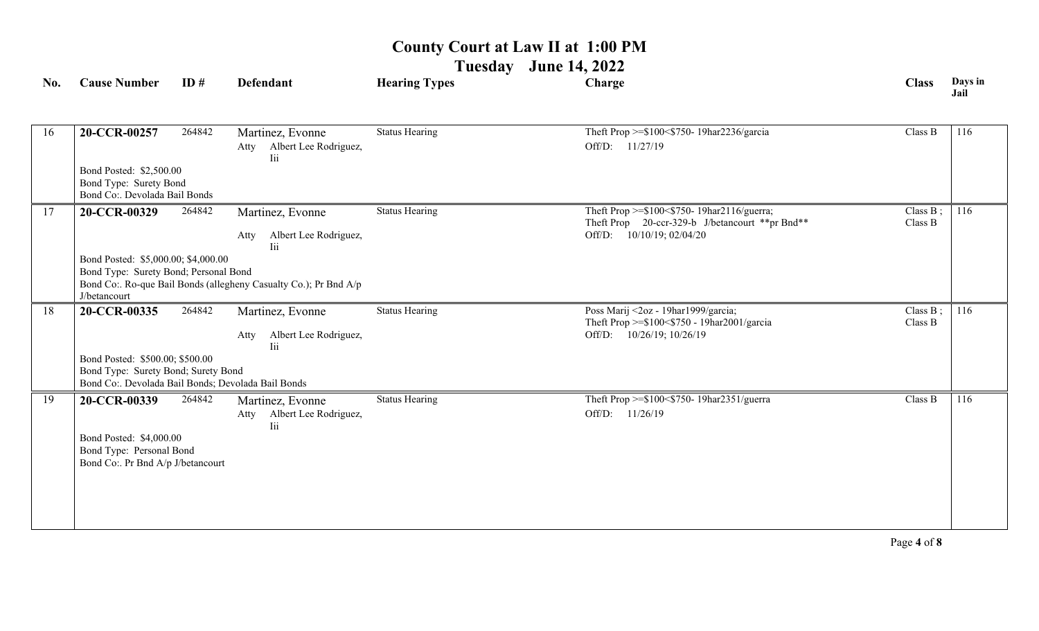# County Court at Law II at 1:00 PM

## Tuesday June 14, 2022

| No. | Cause Number | ID # | Defendant | Hearing Types | Charge | Class | Days in Jail |
|---|---|---|---|---|---|---|---|
| 16 | **20-CCR-00257**<br>Bond Posted: $2,500.00<br>Bond Type: Surety Bond<br>Bond Co:. Devolada Bail Bonds | 264842 | Martinez, Evonne<br>Atty Albert Lee Rodriguez, Iii | Status Hearing | Theft Prop >=$100<$750- 19har2236/garcia<br>Off/D: 11/27/19 | Class B | 116 |
| 17 | **20-CCR-00329**<br>Bond Posted: $5,000.00; $4,000.00<br>Bond Type: Surety Bond; Personal Bond<br>Bond Co:. Ro-que Bail Bonds (allegheny Casualty Co.); Pr Bnd A/p J/betancourt | 264842 | Martinez, Evonne<br>Atty Albert Lee Rodriguez, Iii | Status Hearing | Theft Prop >=$100<$750- 19har2116/guerra;<br>Theft Prop 20-ccr-329-b J/betancourt **pr Bnd**<br>Off/D: 10/10/19; 02/04/20 | Class B ;<br>Class B | 116 |
| 18 | **20-CCR-00335**<br>Bond Posted: $500.00; $500.00<br>Bond Type: Surety Bond; Surety Bond<br>Bond Co:. Devolada Bail Bonds; Devolada Bail Bonds | 264842 | Martinez, Evonne<br>Atty Albert Lee Rodriguez, Iii | Status Hearing | Poss Marij <2oz - 19har1999/garcia;<br>Theft Prop >=$100<$750 - 19har2001/garcia<br>Off/D: 10/26/19; 10/26/19 | Class B ;<br>Class B | 116 |
| 19 | **20-CCR-00339**<br>Bond Posted: $4,000.00<br>Bond Type: Personal Bond<br>Bond Co:. Pr Bnd A/p J/betancourt | 264842 | Martinez, Evonne<br>Atty Albert Lee Rodriguez, Iii | Status Hearing | Theft Prop >=$100<$750- 19har2351/guerra<br>Off/D: 11/26/19 | Class B | 116 |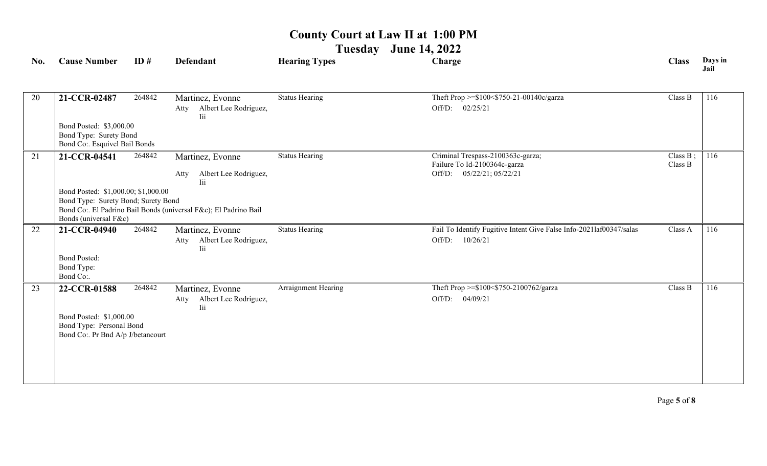# County Court at Law II at 1:00 PM

## Tuesday June 14, 2022

| No. | Cause Number | ID # | Defendant | Hearing Types | Charge | Class | Days in Jail |
|---|---|---|---|---|---|---|---|
| 20 | **21-CCR-02487**<br>Bond Posted: $3,000.00<br>Bond Type: Surety Bond<br>Bond Co:. Esquivel Bail Bonds | 264842 | Martinez, Evonne<br>Atty Albert Lee Rodriguez, Iii | Status Hearing | Theft Prop >=$100<$750-21-00140c/garza<br>Off/D: 02/25/21 | Class B | 116 |
| 21 | **21-CCR-04541**<br>Bond Posted: $1,000.00; $1,000.00<br>Bond Type: Surety Bond; Surety Bond<br>Bond Co:. El Padrino Bail Bonds (universal F&c); El Padrino Bail Bonds (universal F&c) | 264842 | Martinez, Evonne<br>Atty Albert Lee Rodriguez, Iii | Status Hearing | Criminal Trespass-2100363c-garza;<br>Failure To Id-2100364c-garza<br>Off/D: 05/22/21; 05/22/21 | Class B ;<br>Class B | 116 |
| 22 | **21-CCR-04940**<br>Bond Posted:<br>Bond Type:<br>Bond Co:. | 264842 | Martinez, Evonne<br>Atty Albert Lee Rodriguez, Iii | Status Hearing | Fail To Identify Fugitive Intent Give False Info-2021laf00347/salas<br>Off/D: 10/26/21 | Class A | 116 |
| 23 | **22-CCR-01588**<br>Bond Posted: $1,000.00<br>Bond Type: Personal Bond<br>Bond Co:. Pr Bnd A/p J/betancourt | 264842 | Martinez, Evonne<br>Atty Albert Lee Rodriguez, Iii | Arraignment Hearing | Theft Prop >=$100<$750-2100762/garza<br>Off/D: 04/09/21 | Class B | 116 |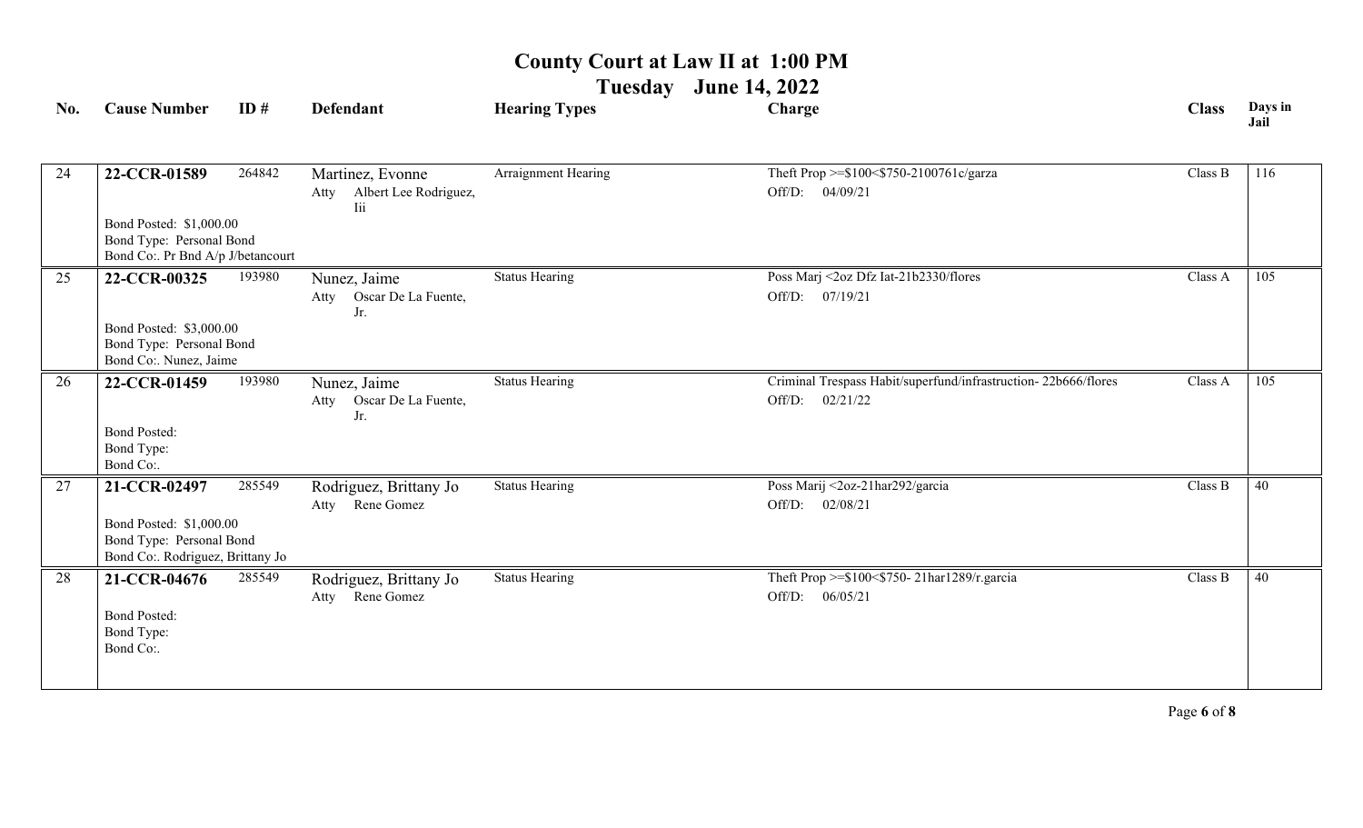# County Court at Law II at 1:00 PM

## Tuesday June 14, 2022

| No. | Cause Number | ID # | Defendant | Hearing Types | Charge | Class | Days in Jail |
|---|---|---|---|---|---|---|---|
| 24 | **22-CCR-01589**<br>Bond Posted: $1,000.00<br>Bond Type: Personal Bond<br>Bond Co:. Pr Bnd A/p J/betancourt | 264842 | Martinez, Evonne<br>Atty Albert Lee Rodriguez, Iii | Arraignment Hearing | Theft Prop >=$100<$750-2100761c/garza<br>Off/D: 04/09/21 | Class B | 116 |
| 25 | **22-CCR-00325**<br>Bond Posted: $3,000.00<br>Bond Type: Personal Bond<br>Bond Co:. Nunez, Jaime | 193980 | Nunez, Jaime<br>Atty Oscar De La Fuente, Jr. | Status Hearing | Poss Marj <2oz Dfz Iat-21b2330/flores<br>Off/D: 07/19/21 | Class A | 105 |
| 26 | **22-CCR-01459**<br>Bond Posted:<br>Bond Type:<br>Bond Co:. | 193980 | Nunez, Jaime<br>Atty Oscar De La Fuente, Jr. | Status Hearing | Criminal Trespass Habit/superfund/infrastruction- 22b666/flores<br>Off/D: 02/21/22 | Class A | 105 |
| 27 | **21-CCR-02497**<br>Bond Posted: $1,000.00<br>Bond Type: Personal Bond<br>Bond Co:. Rodriguez, Brittany Jo | 285549 | Rodriguez, Brittany Jo<br>Atty Rene Gomez | Status Hearing | Poss Marij <2oz-21har292/garcia<br>Off/D: 02/08/21 | Class B | 40 |
| 28 | **21-CCR-04676**<br>Bond Posted:<br>Bond Type:<br>Bond Co:. | 285549 | Rodriguez, Brittany Jo<br>Atty Rene Gomez | Status Hearing | Theft Prop >=$100<$750- 21har1289/r.garcia<br>Off/D: 06/05/21 | Class B | 40 |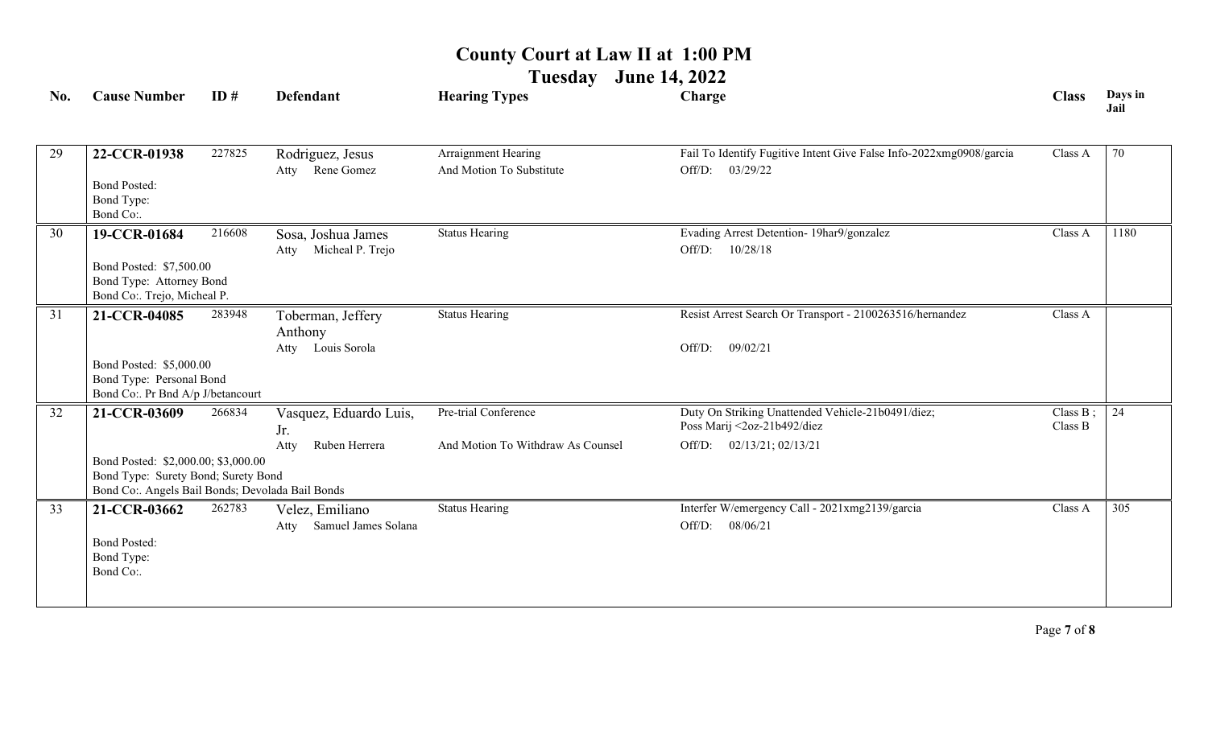# County Court at Law II at 1:00 PM

## Tuesday June 14, 2022

| No. | Cause Number | ID # | Defendant | Hearing Types | Charge | Class | Days in Jail |
|---|---|---|---|---|---|---|---|
| 29 | **22-CCR-01938**<br>Bond Posted:<br>Bond Type:<br>Bond Co:. | 227825 | Rodriguez, Jesus<br>Atty Rene Gomez | Arraignment Hearing<br>And Motion To Substitute | Fail To Identify Fugitive Intent Give False Info-2022xmg0908/garcia<br>Off/D: 03/29/22 | Class A | 70 |
| 30 | **19-CCR-01684**<br>Bond Posted: $7,500.00<br>Bond Type: Attorney Bond<br>Bond Co:. Trejo, Micheal P. | 216608 | Sosa, Joshua James<br>Atty Micheal P. Trejo | Status Hearing | Evading Arrest Detention- 19har9/gonzalez<br>Off/D: 10/28/18 | Class A | 1180 |
| 31 | **21-CCR-04085**<br>Bond Posted: $5,000.00<br>Bond Type: Personal Bond<br>Bond Co:. Pr Bnd A/p J/betancourt | 283948 | Toberman, Jeffery Anthony<br>Atty Louis Sorola | Status Hearing | Resist Arrest Search Or Transport - 2100263516/hernandez<br>Off/D: 09/02/21 | Class A | |
| 32 | **21-CCR-03609**<br>Bond Posted: $2,000.00; $3,000.00<br>Bond Type: Surety Bond; Surety Bond<br>Bond Co:. Angels Bail Bonds; Devolada Bail Bonds | 266834 | Vasquez, Eduardo Luis, Jr.<br>Atty Ruben Herrera | Pre-trial Conference<br>And Motion To Withdraw As Counsel | Duty On Striking Unattended Vehicle-21b0491/diez;<br>Poss Marij <2oz-21b492/diez<br>Off/D: 02/13/21; 02/13/21 | Class B ;<br>Class B | 24 |
| 33 | **21-CCR-03662**<br>Bond Posted:<br>Bond Type:<br>Bond Co:. | 262783 | Velez, Emiliano<br>Atty Samuel James Solana | Status Hearing | Interfer W/emergency Call - 2021xmg2139/garcia<br>Off/D: 08/06/21 | Class A | 305 |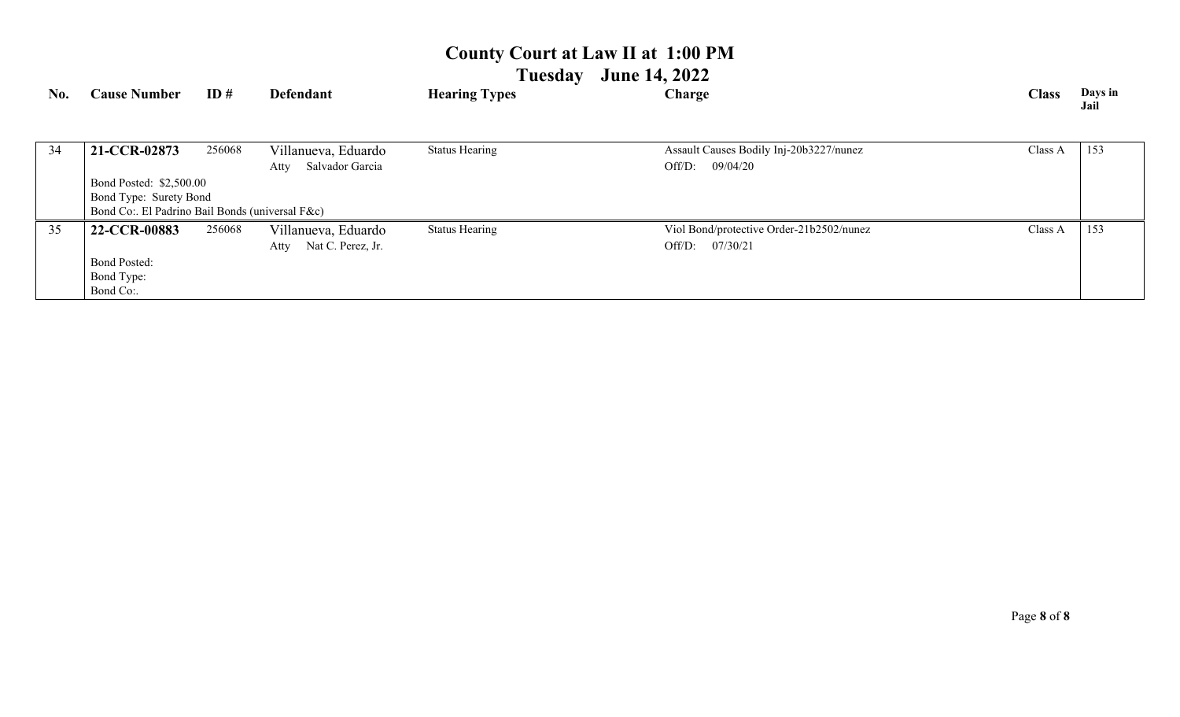# County Court at Law II at 1:00 PM

## Tuesday June 14, 2022

| No. | Cause Number | ID # | Defendant | Hearing Types | Charge | Class | Days in Jail |
|---|---|---|---|---|---|---|---|
| 34 | **21-CCR-02873**<br>Bond Posted: $2,500.00<br>Bond Type: Surety Bond<br>Bond Co:. El Padrino Bail Bonds (universal F&c) | 256068 | Villanueva, Eduardo<br>Atty Salvador Garcia | Status Hearing | Assault Causes Bodily Inj-20b3227/nunez<br>Off/D: 09/04/20 | Class A | 153 |
| 35 | **22-CCR-00883**<br>Bond Posted:<br>Bond Type:<br>Bond Co:. | 256068 | Villanueva, Eduardo<br>Atty Nat C. Perez, Jr. | Status Hearing | Viol Bond/protective Order-21b2502/nunez<br>Off/D: 07/30/21 | Class A | 153 |